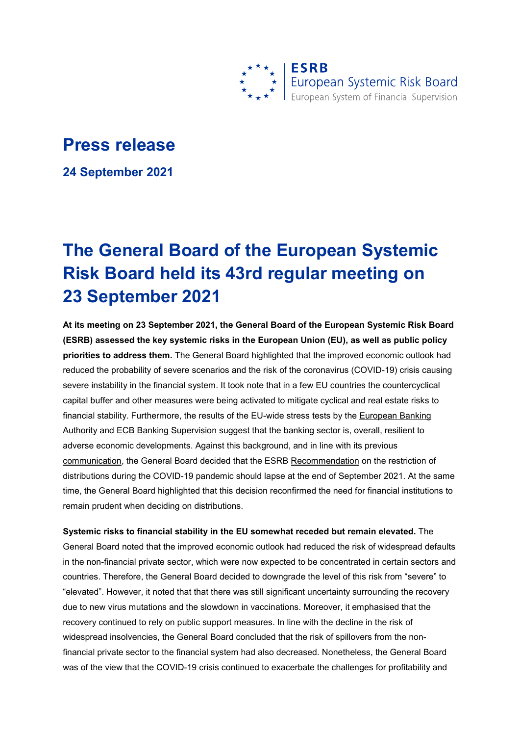ESRB
European Systemic Risk Board
European System of Financial Supervision

# Press release

**24 September 2021**

# The General Board of the European Systemic Risk Board held its 43rd regular meeting on 23 September 2021

**At its meeting on 23 September 2021, the General Board of the European Systemic Risk Board (ESRB) assessed the key systemic risks in the European Union (EU), as well as public policy priorities to address them.** The General Board highlighted that the improved economic outlook had reduced the probability of severe scenarios and the risk of the coronavirus (COVID-19) crisis causing severe instability in the financial system. It took note that in a few EU countries the countercyclical capital buffer and other measures were being activated to mitigate cyclical and real estate risks to financial stability. Furthermore, the results of the EU-wide stress tests by the European Banking Authority and ECB Banking Supervision suggest that the banking sector is, overall, resilient to adverse economic developments. Against this background, and in line with its previous communication, the General Board decided that the ESRB Recommendation on the restriction of distributions during the COVID-19 pandemic should lapse at the end of September 2021. At the same time, the General Board highlighted that this decision reconfirmed the need for financial institutions to remain prudent when deciding on distributions.

**Systemic risks to financial stability in the EU somewhat receded but remain elevated.** The General Board noted that the improved economic outlook had reduced the risk of widespread defaults in the non-financial private sector, which were now expected to be concentrated in certain sectors and countries. Therefore, the General Board decided to downgrade the level of this risk from "severe" to "elevated". However, it noted that that there was still significant uncertainty surrounding the recovery due to new virus mutations and the slowdown in vaccinations. Moreover, it emphasised that the recovery continued to rely on public support measures. In line with the decline in the risk of widespread insolvencies, the General Board concluded that the risk of spillovers from the non-financial private sector to the financial system had also decreased. Nonetheless, the General Board was of the view that the COVID-19 crisis continued to exacerbate the challenges for profitability and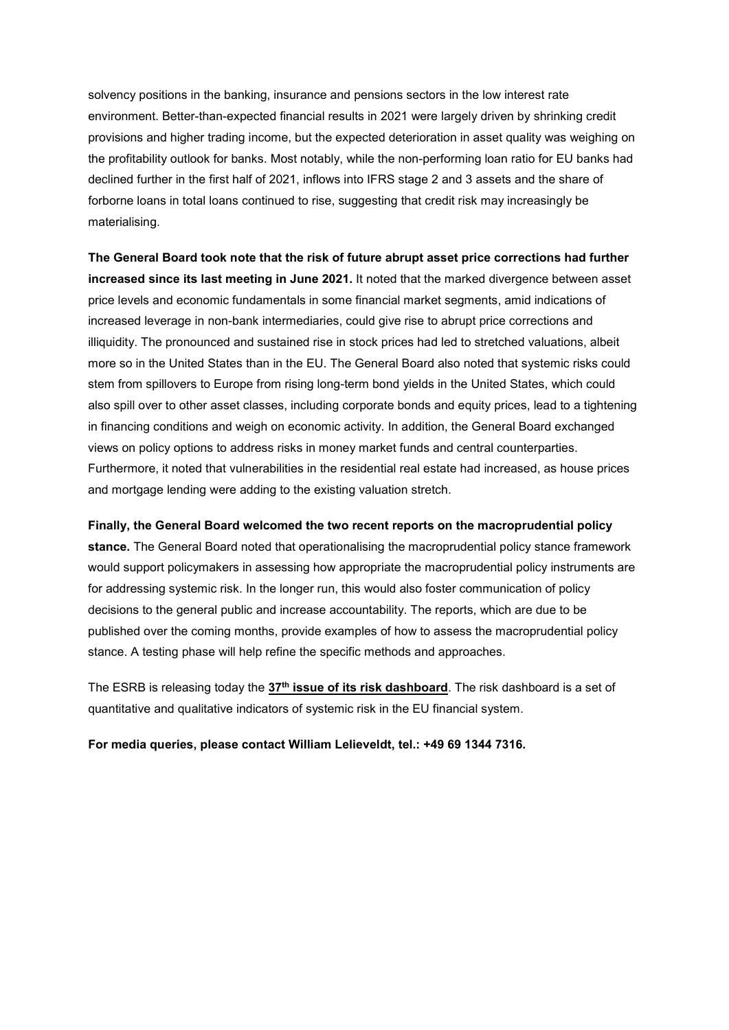solvency positions in the banking, insurance and pensions sectors in the low interest rate environment. Better-than-expected financial results in 2021 were largely driven by shrinking credit provisions and higher trading income, but the expected deterioration in asset quality was weighing on the profitability outlook for banks. Most notably, while the non-performing loan ratio for EU banks had declined further in the first half of 2021, inflows into IFRS stage 2 and 3 assets and the share of forborne loans in total loans continued to rise, suggesting that credit risk may increasingly be materialising.

**The General Board took note that the risk of future abrupt asset price corrections had further increased since its last meeting in June 2021.** It noted that the marked divergence between asset price levels and economic fundamentals in some financial market segments, amid indications of increased leverage in non-bank intermediaries, could give rise to abrupt price corrections and illiquidity. The pronounced and sustained rise in stock prices had led to stretched valuations, albeit more so in the United States than in the EU. The General Board also noted that systemic risks could stem from spillovers to Europe from rising long-term bond yields in the United States, which could also spill over to other asset classes, including corporate bonds and equity prices, lead to a tightening in financing conditions and weigh on economic activity. In addition, the General Board exchanged views on policy options to address risks in money market funds and central counterparties. Furthermore, it noted that vulnerabilities in the residential real estate had increased, as house prices and mortgage lending were adding to the existing valuation stretch.

**Finally, the General Board welcomed the two recent reports on the macroprudential policy stance.** The General Board noted that operationalising the macroprudential policy stance framework would support policymakers in assessing how appropriate the macroprudential policy instruments are for addressing systemic risk. In the longer run, this would also foster communication of policy decisions to the general public and increase accountability. The reports, which are due to be published over the coming months, provide examples of how to assess the macroprudential policy stance. A testing phase will help refine the specific methods and approaches.

The ESRB is releasing today the **37th issue of its risk dashboard**. The risk dashboard is a set of quantitative and qualitative indicators of systemic risk in the EU financial system.

**For media queries, please contact William Lelieveldt, tel.: +49 69 1344 7316.**